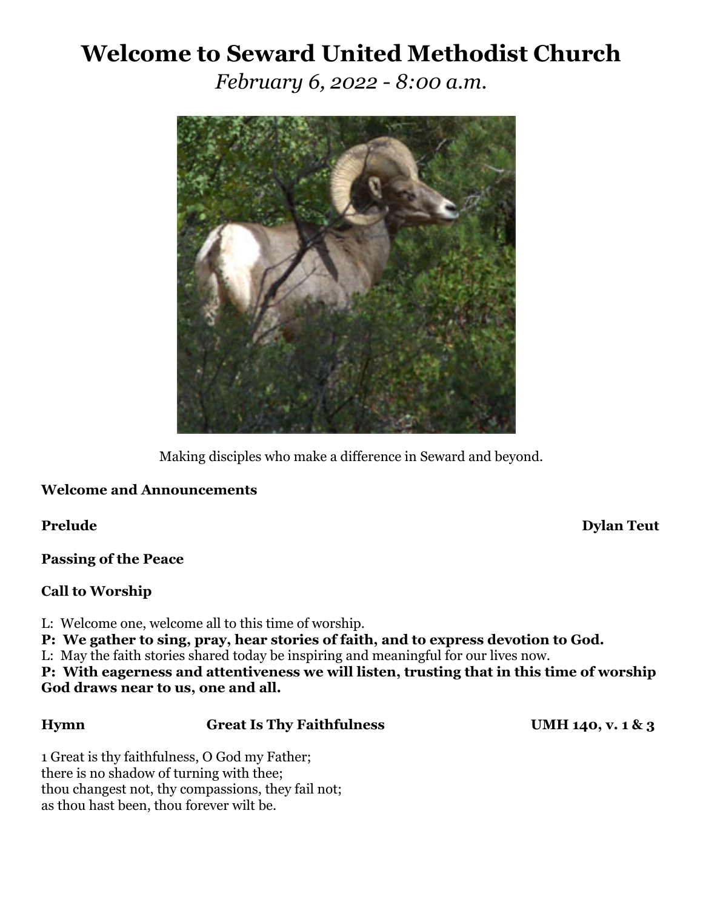# Welcome to Seward United Methodist Church

*February 6, 2022 - 8:00 a.m.*

Making disciples who make a difference in Seward and beyond.

**Welcome and Announcements**

**Prelude** **Dylan Teut**

**Passing of the Peace**

**Call to Worship**

L: Welcome one, welcome all to this time of worship.
**P: We gather to sing, pray, hear stories of faith, and to express devotion to God.**
L: May the faith stories shared today be inspiring and meaningful for our lives now.
**P: With eagerness and attentiveness we will listen, trusting that in this time of worship God draws near to us, one and all.**

**Hymn** **Great Is Thy Faithfulness** **UMH 140, v. 1 & 3**

1 Great is thy faithfulness, O God my Father;
there is no shadow of turning with thee;
thou changest not, thy compassions, they fail not;
as thou hast been, thou forever wilt be.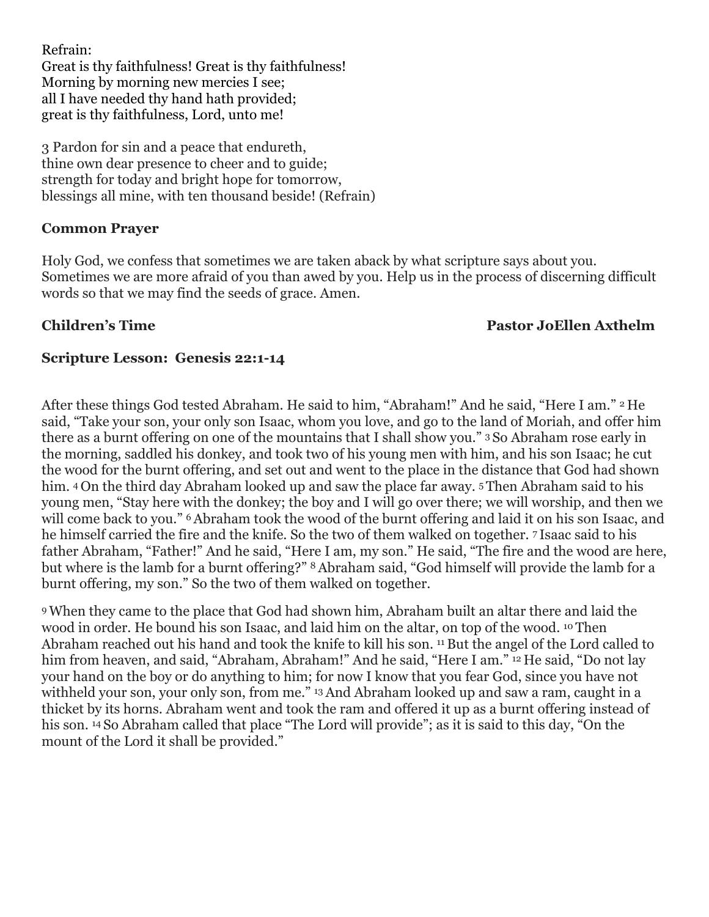Refrain:  
Great is thy faithfulness! Great is thy faithfulness!  
Morning by morning new mercies I see;  
all I have needed thy hand hath provided;  
great is thy faithfulness, Lord, unto me!

3 Pardon for sin and a peace that endureth,  
thine own dear presence to cheer and to guide;  
strength for today and bright hope for tomorrow,  
blessings all mine, with ten thousand beside! (Refrain)

**Common Prayer**

Holy God, we confess that sometimes we are taken aback by what scripture says about you. Sometimes we are more afraid of you than awed by you. Help us in the process of discerning difficult words so that we may find the seeds of grace. Amen.

**Children's Time** **Pastor JoEllen Axthelm**

**Scripture Lesson: Genesis 22:1-14**

After these things God tested Abraham. He said to him, "Abraham!" And he said, "Here I am." [2] He said, "Take your son, your only son Isaac, whom you love, and go to the land of Moriah, and offer him there as a burnt offering on one of the mountains that I shall show you." [3] So Abraham rose early in the morning, saddled his donkey, and took two of his young men with him, and his son Isaac; he cut the wood for the burnt offering, and set out and went to the place in the distance that God had shown him. [4] On the third day Abraham looked up and saw the place far away. [5] Then Abraham said to his young men, "Stay here with the donkey; the boy and I will go over there; we will worship, and then we will come back to you." [6] Abraham took the wood of the burnt offering and laid it on his son Isaac, and he himself carried the fire and the knife. So the two of them walked on together. [7] Isaac said to his father Abraham, "Father!" And he said, "Here I am, my son." He said, "The fire and the wood are here, but where is the lamb for a burnt offering?" [8] Abraham said, "God himself will provide the lamb for a burnt offering, my son." So the two of them walked on together.

[9] When they came to the place that God had shown him, Abraham built an altar there and laid the wood in order. He bound his son Isaac, and laid him on the altar, on top of the wood. [10] Then Abraham reached out his hand and took the knife to kill his son. [11] But the angel of the Lord called to him from heaven, and said, "Abraham, Abraham!" And he said, "Here I am." [12] He said, "Do not lay your hand on the boy or do anything to him; for now I know that you fear God, since you have not withheld your son, your only son, from me." [13] And Abraham looked up and saw a ram, caught in a thicket by its horns. Abraham went and took the ram and offered it up as a burnt offering instead of his son. [14] So Abraham called that place "The Lord will provide"; as it is said to this day, "On the mount of the Lord it shall be provided."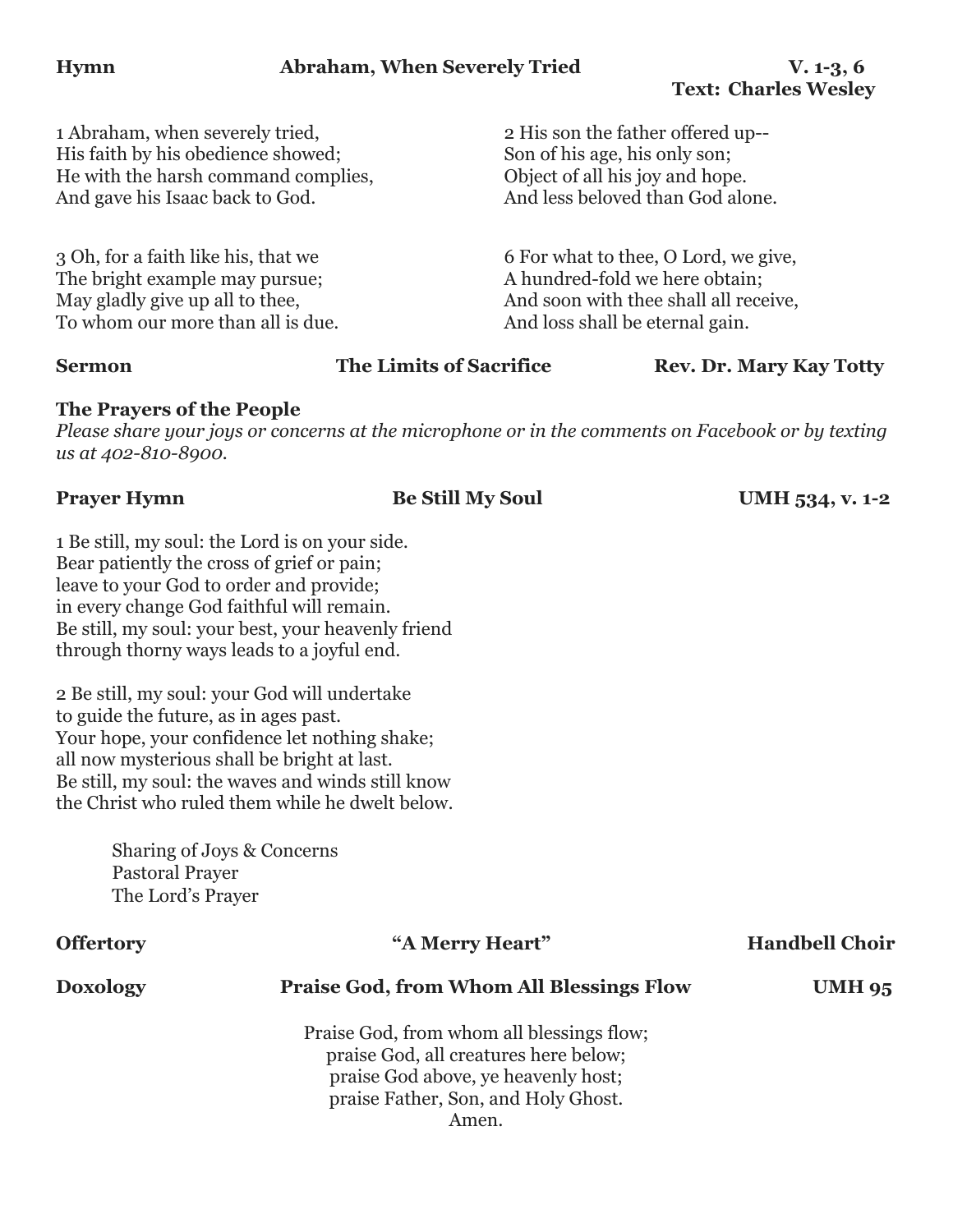**Hymn** **Abraham, When Severely Tried** **V. 1-3, 6**
**Text: Charles Wesley**

1 Abraham, when severely tried,
His faith by his obedience showed;
He with the harsh command complies,
And gave his Isaac back to God.

2 His son the father offered up--
Son of his age, his only son;
Object of all his joy and hope.
And less beloved than God alone.

3 Oh, for a faith like his, that we
The bright example may pursue;
May gladly give up all to thee,
To whom our more than all is due.

6 For what to thee, O Lord, we give,
A hundred-fold we here obtain;
And soon with thee shall all receive,
And loss shall be eternal gain.

**Sermon** **The Limits of Sacrifice** **Rev. Dr. Mary Kay Totty**

**The Prayers of the People**

*Please share your joys or concerns at the microphone or in the comments on Facebook or by texting us at 402-810-8900.*

**Prayer Hymn** **Be Still My Soul** **UMH 534, v. 1-2**

1 Be still, my soul: the Lord is on your side.
Bear patiently the cross of grief or pain;
leave to your God to order and provide;
in every change God faithful will remain.
Be still, my soul: your best, your heavenly friend
through thorny ways leads to a joyful end.

2 Be still, my soul: your God will undertake
to guide the future, as in ages past.
Your hope, your confidence let nothing shake;
all now mysterious shall be bright at last.
Be still, my soul: the waves and winds still know
the Christ who ruled them while he dwelt below.

Sharing of Joys & Concerns
Pastoral Prayer
The Lord's Prayer

**Offertory** **"A Merry Heart"** **Handbell Choir**

**Doxology** **Praise God, from Whom All Blessings Flow** **UMH 95**

Praise God, from whom all blessings flow;
praise God, all creatures here below;
praise God above, ye heavenly host;
praise Father, Son, and Holy Ghost.
Amen.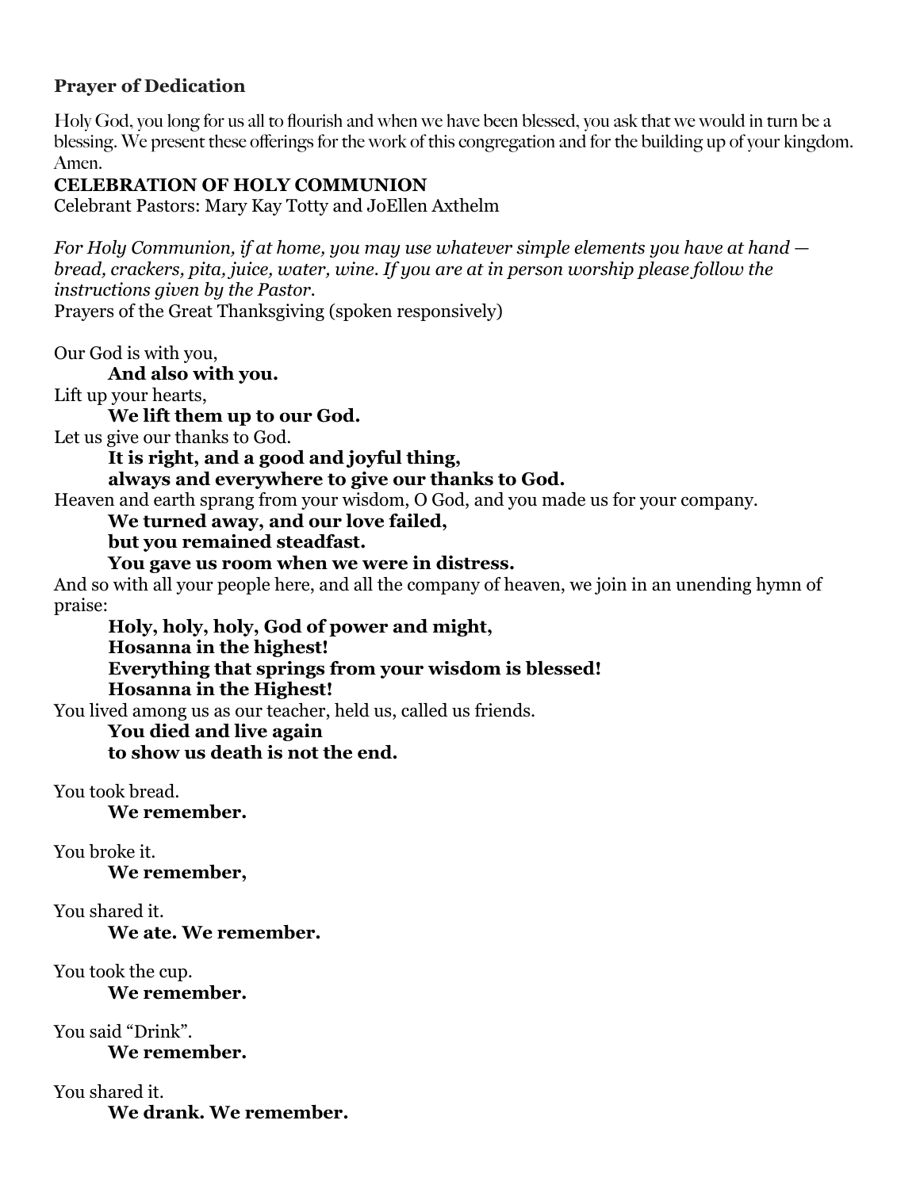**Prayer of Dedication**

Holy God, you long for us all to flourish and when we have been blessed, you ask that we would in turn be a blessing. We present these offerings for the work of this congregation and for the building up of your kingdom. Amen.

**CELEBRATION OF HOLY COMMUNION**

Celebrant Pastors: Mary Kay Totty and JoEllen Axthelm

*For Holy Communion, if at home, you may use whatever simple elements you have at hand — bread, crackers, pita, juice, water, wine. If you are at in person worship please follow the instructions given by the Pastor.*

Prayers of the Great Thanksgiving (spoken responsively)

Our God is with you,
    **And also with you.**
Lift up your hearts,
    **We lift them up to our God.**
Let us give our thanks to God.
    **It is right, and a good and joyful thing,**
    **always and everywhere to give our thanks to God.**
Heaven and earth sprang from your wisdom, O God, and you made us for your company.
    **We turned away, and our love failed,**
    **but you remained steadfast.**
    **You gave us room when we were in distress.**
And so with all your people here, and all the company of heaven, we join in an unending hymn of praise:
    **Holy, holy, holy, God of power and might,**
    **Hosanna in the highest!**
    **Everything that springs from your wisdom is blessed!**
    **Hosanna in the Highest!**
You lived among us as our teacher, held us, called us friends.
    **You died and live again**
    **to show us death is not the end.**

You took bread.
    **We remember.**

You broke it.
    **We remember,**

You shared it.
    **We ate. We remember.**

You took the cup.
    **We remember.**

You said "Drink".
    **We remember.**

You shared it.
    **We drank. We remember.**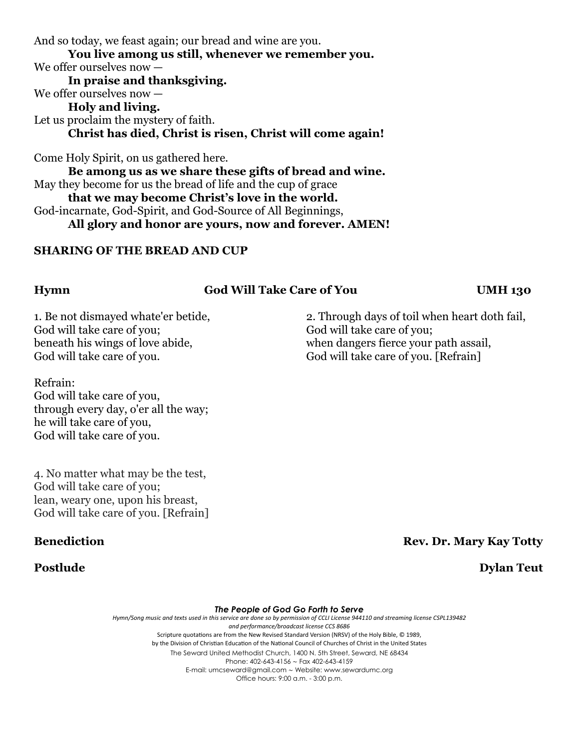And so today, we feast again; our bread and wine are you.

**You live among us still, whenever we remember you.**

We offer ourselves now —

**In praise and thanksgiving.**

We offer ourselves now —

**Holy and living.**

Let us proclaim the mystery of faith.

**Christ has died, Christ is risen, Christ will come again!**

Come Holy Spirit, on us gathered here.

**Be among us as we share these gifts of bread and wine.**

May they become for us the bread of life and the cup of grace

**that we may become Christ's love in the world.**

God-incarnate, God-Spirit, and God-Source of All Beginnings,

**All glory and honor are yours, now and forever. AMEN!**

**SHARING OF THE BREAD AND CUP**

**Hymn** **God Will Take Care of You** **UMH 130**

1. Be not dismayed whate'er betide,
God will take care of you;
beneath his wings of love abide,
God will take care of you.

Refrain:
God will take care of you,
through every day, o'er all the way;
he will take care of you,
God will take care of you.

2. Through days of toil when heart doth fail,
God will take care of you;
when dangers fierce your path assail,
God will take care of you. [Refrain]

4. No matter what may be the test,
God will take care of you;
lean, weary one, upon his breast,
God will take care of you. [Refrain]

**Benediction** **Rev. Dr. Mary Kay Totty**

**Postlude** **Dylan Teut**

***The People of God Go Forth to Serve***

*Hymn/Song music and texts used in this service are done so by permission of CCLI License 944110 and streaming license CSPL139482 and performance/broadcast license CCS 8686*

Scripture quotations are from the New Revised Standard Version (NRSV) of the Holy Bible, © 1989, by the Division of Christian Education of the National Council of Churches of Christ in the United States

The Seward United Methodist Church, 1400 N. 5th Street, Seward, NE 68434

Phone: 402-643-4156 ~ Fax 402-643-4159

E-mail: umcseward@gmail.com ~ Website: www.sewardumc.org

Office hours: 9:00 a.m. - 3:00 p.m.